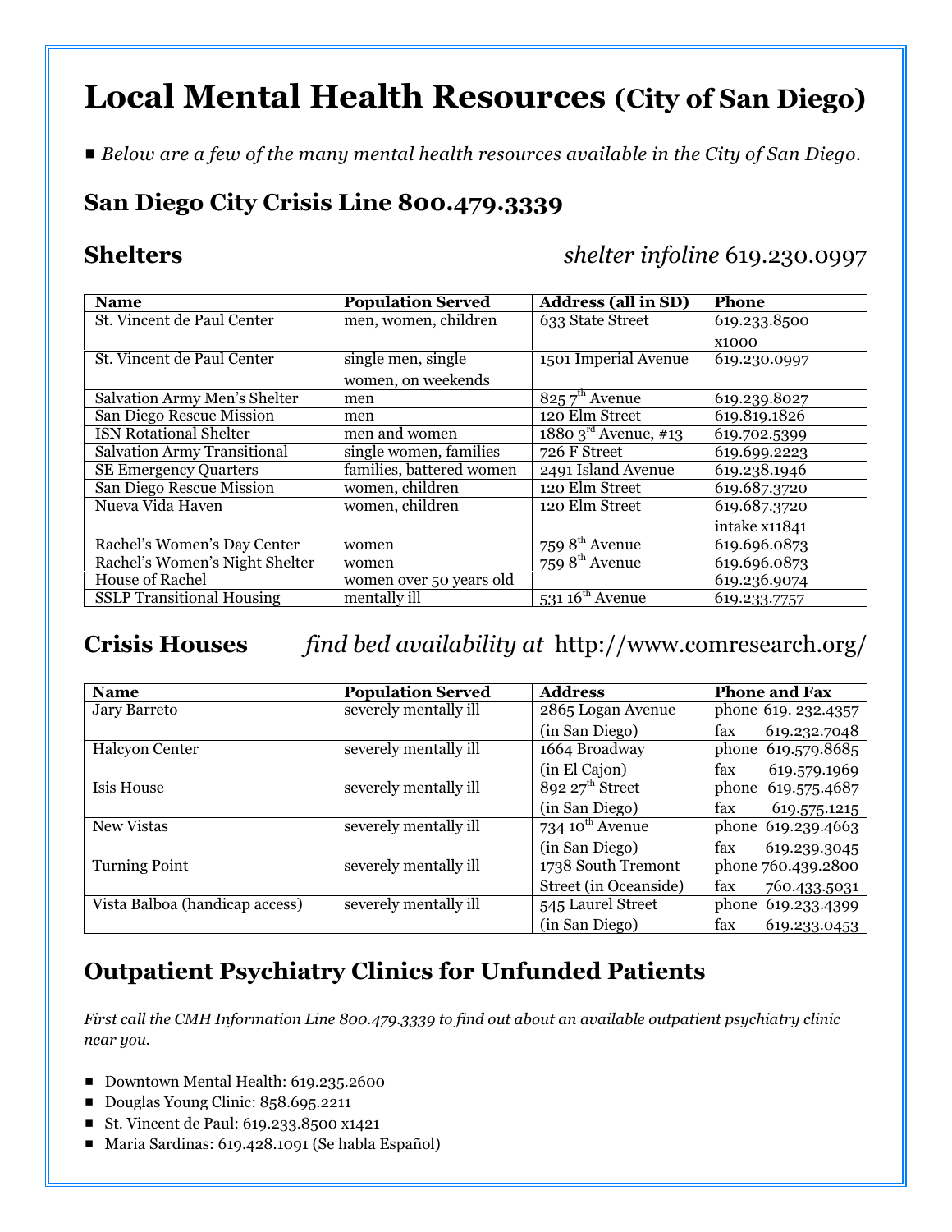# Local Mental Health Resources (City of San Diego)

- *Below are a few of the many mental health resources available in the City of San Diego.*

## San Diego City Crisis Line 800.479.3339

## Shelters

*shelter infoline* 619.230.0997

| Name | Population Served | Address (all in SD) | Phone |
|---|---|---|---|
| St. Vincent de Paul Center | men, women, children | 633 State Street | 619.233.8500 x1000 |
| St. Vincent de Paul Center | single men, single women, on weekends | 1501 Imperial Avenue | 619.230.0997 |
| Salvation Army Men's Shelter | men | 825 7th Avenue | 619.239.8027 |
| San Diego Rescue Mission | men | 120 Elm Street | 619.819.1826 |
| ISN Rotational Shelter | men and women | 1880 3rd Avenue, #13 | 619.702.5399 |
| Salvation Army Transitional | single women, families | 726 F Street | 619.699.2223 |
| SE Emergency Quarters | families, battered women | 2491 Island Avenue | 619.238.1946 |
| San Diego Rescue Mission | women, children | 120 Elm Street | 619.687.3720 |
| Nueva Vida Haven | women, children | 120 Elm Street | 619.687.3720 intake x11841 |
| Rachel's Women's Day Center | women | 759 8th Avenue | 619.696.0873 |
| Rachel's Women's Night Shelter | women | 759 8th Avenue | 619.696.0873 |
| House of Rachel | women over 50 years old | | 619.236.9074 |
| SSLP Transitional Housing | mentally ill | 531 16th Avenue | 619.233.7757 |

## Crisis Houses

*find bed availability at* http://www.comresearch.org/

| Name | Population Served | Address | Phone and Fax |
|---|---|---|---|
| Jary Barreto | severely mentally ill | 2865 Logan Avenue (in San Diego) | phone 619. 232.4357 fax 619.232.7048 |
| Halcyon Center | severely mentally ill | 1664 Broadway (in El Cajon) | phone 619.579.8685 fax 619.579.1969 |
| Isis House | severely mentally ill | 892 27th Street (in San Diego) | phone 619.575.4687 fax 619.575.1215 |
| New Vistas | severely mentally ill | 734 10th Avenue (in San Diego) | phone 619.239.4663 fax 619.239.3045 |
| Turning Point | severely mentally ill | 1738 South Tremont Street (in Oceanside) | phone 760.439.2800 fax 760.433.5031 |
| Vista Balboa (handicap access) | severely mentally ill | 545 Laurel Street (in San Diego) | phone 619.233.4399 fax 619.233.0453 |

## Outpatient Psychiatry Clinics for Unfunded Patients

*First call the CMH Information Line 800.479.3339 to find out about an available outpatient psychiatry clinic near you.*

- Downtown Mental Health: 619.235.2600
- Douglas Young Clinic: 858.695.2211
- St. Vincent de Paul: 619.233.8500 x1421
- Maria Sardinas: 619.428.1091 (Se habla Español)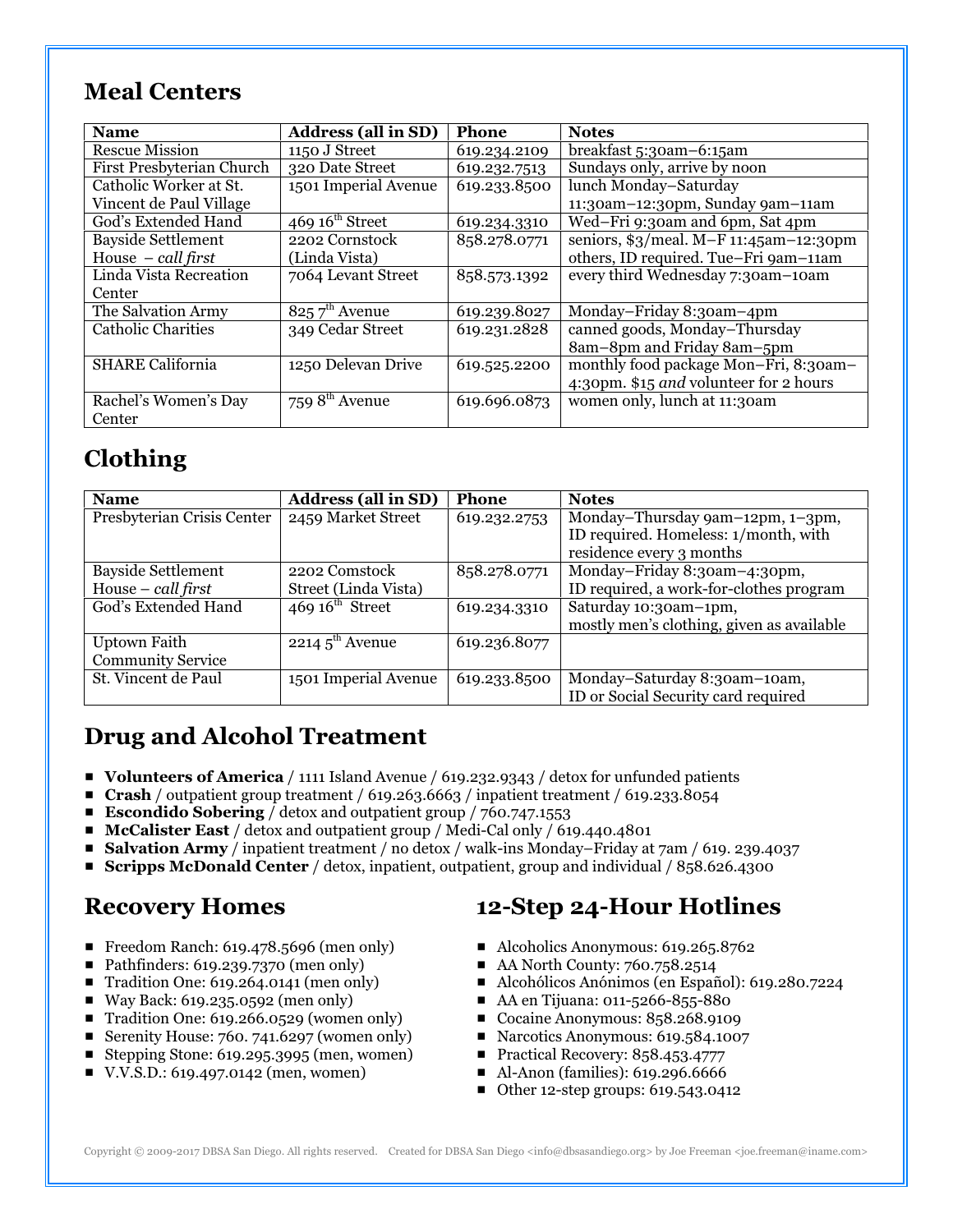## Meal Centers

| Name | Address (all in SD) | Phone | Notes |
|---|---|---|---|
| Rescue Mission | 1150 J Street | 619.234.2109 | breakfast 5:30am–6:15am |
| First Presbyterian Church | 320 Date Street | 619.232.7513 | Sundays only, arrive by noon |
| Catholic Worker at St. Vincent de Paul Village | 1501 Imperial Avenue | 619.233.8500 | lunch Monday–Saturday 11:30am–12:30pm, Sunday 9am–11am |
| God's Extended Hand | 469 16th Street | 619.234.3310 | Wed–Fri 9:30am and 6pm, Sat 4pm |
| Bayside Settlement House – *call first* | 2202 Cornstock (Linda Vista) | 858.278.0771 | seniors, $3/meal. M–F 11:45am–12:30pm others, ID required. Tue–Fri 9am–11am |
| Linda Vista Recreation Center | 7064 Levant Street | 858.573.1392 | every third Wednesday 7:30am–10am |
| The Salvation Army | 825 7th Avenue | 619.239.8027 | Monday–Friday 8:30am–4pm |
| Catholic Charities | 349 Cedar Street | 619.231.2828 | canned goods, Monday–Thursday 8am–8pm and Friday 8am–5pm |
| SHARE California | 1250 Delevan Drive | 619.525.2200 | monthly food package Mon–Fri, 8:30am–4:30pm. $15 *and* volunteer for 2 hours |
| Rachel's Women's Day Center | 759 8th Avenue | 619.696.0873 | women only, lunch at 11:30am |

## Clothing

| Name | Address (all in SD) | Phone | Notes |
|---|---|---|---|
| Presbyterian Crisis Center | 2459 Market Street | 619.232.2753 | Monday–Thursday 9am–12pm, 1–3pm, ID required. Homeless: 1/month, with residence every 3 months |
| Bayside Settlement House – *call first* | 2202 Comstock Street (Linda Vista) | 858.278.0771 | Monday–Friday 8:30am–4:30pm, ID required, a work-for-clothes program |
| God's Extended Hand | 469 16th Street | 619.234.3310 | Saturday 10:30am–1pm, mostly men's clothing, given as available |
| Uptown Faith Community Service | 2214 5th Avenue | 619.236.8077 | |
| St. Vincent de Paul | 1501 Imperial Avenue | 619.233.8500 | Monday–Saturday 8:30am–10am, ID or Social Security card required |

## Drug and Alcohol Treatment

- **Volunteers of America** / 1111 Island Avenue / 619.232.9343 / detox for unfunded patients
- **Crash** / outpatient group treatment / 619.263.6663 / inpatient treatment / 619.233.8054
- **Escondido Sobering** / detox and outpatient group / 760.747.1553
- **McCalister East** / detox and outpatient group / Medi-Cal only / 619.440.4801
- **Salvation Army** / inpatient treatment / no detox / walk-ins Monday–Friday at 7am / 619. 239.4037
- **Scripps McDonald Center** / detox, inpatient, outpatient, group and individual / 858.626.4300

## Recovery Homes

- Freedom Ranch: 619.478.5696 (men only)
- Pathfinders: 619.239.7370 (men only)
- Tradition One: 619.264.0141 (men only)
- Way Back: 619.235.0592 (men only)
- Tradition One: 619.266.0529 (women only)
- Serenity House: 760. 741.6297 (women only)
- Stepping Stone: 619.295.3995 (men, women)
- V.V.S.D.: 619.497.0142 (men, women)

## 12-Step 24-Hour Hotlines

- Alcoholics Anonymous: 619.265.8762
- AA North County: 760.758.2514
- Alcohólicos Anónimos (en Español): 619.280.7224
- AA en Tijuana: 011-5266-855-880
- Cocaine Anonymous: 858.268.9109
- Narcotics Anonymous: 619.584.1007
- Practical Recovery: 858.453.4777
- Al-Anon (families): 619.296.6666
- Other 12-step groups: 619.543.0412

Copyright © 2009-2017 DBSA San Diego. All rights reserved. Created for DBSA San Diego <info@dbsasandiego.org> by Joe Freeman <joe.freeman@iname.com>